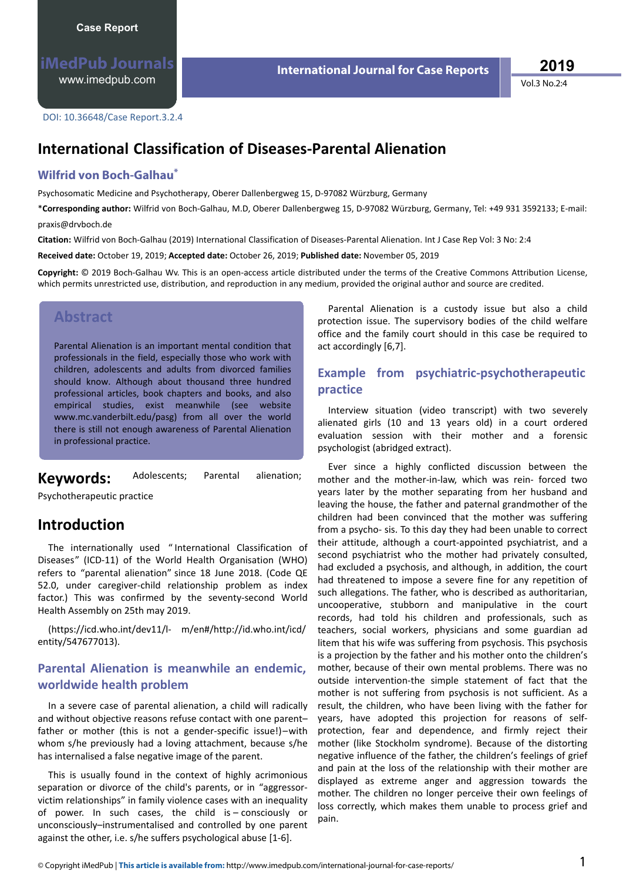DOI: 10.36648/Case Report.3.2.4

# International Classification of Diseases-Parental Alienation

**Wilfrid von Boch-Galhau***

Psychosomatic Medicine and Psychotherapy, Oberer Dallenbergweg 15, D-97082 Würzburg, Germany

***Corresponding author:** Wilfrid von Boch-Galhau, M.D, Oberer Dallenbergweg 15, D-97082 Würzburg, Germany, Tel: +49 931 3592133; E-mail: praxis@drvboch.de

**Citation:** Wilfrid von Boch-Galhau (2019) International Classification of Diseases-Parental Alienation. Int J Case Rep Vol: 3 No: 2:4

**Received date:** October 19, 2019; **Accepted date:** October 26, 2019; **Published date:** November 05, 2019

**Copyright:** © 2019 Boch-Galhau Wv. This is an open-access article distributed under the terms of the Creative Commons Attribution License, which permits unrestricted use, distribution, and reproduction in any medium, provided the original author and source are credited.

## Abstract

Parental Alienation is an important mental condition that professionals in the field, especially those who work with children, adolescents and adults from divorced families should know. Although about thousand three hundred professional articles, book chapters and books, and also empirical studies, exist meanwhile (see website www.mc.vanderbilt.edu/pasg) from all over the world there is still not enough awareness of Parental Alienation in professional practice.

**Keywords:** Adolescents; Parental alienation; Psychotherapeutic practice

## Introduction

The internationally used "International Classification of Diseases" (ICD-11) of the World Health Organisation (WHO) refers to "parental alienation" since 18 June 2018. (Code QE 52.0, under caregiver-child relationship problem as index factor.) This was confirmed by the seventy-second World Health Assembly on 25th may 2019.

(https://icd.who.int/dev11/l- m/en#/http://id.who.int/icd/entity/547677013).

### Parental Alienation is meanwhile an endemic, worldwide health problem

In a severe case of parental alienation, a child will radically and without objective reasons refuse contact with one parent–father or mother (this is not a gender-specific issue!)–with whom s/he previously had a loving attachment, because s/he has internalised a false negative image of the parent.

This is usually found in the context of highly acrimonious separation or divorce of the child's parents, or in "aggressor-victim relationships" in family violence cases with an inequality of power. In such cases, the child is – consciously or unconsciously–instrumentalised and controlled by one parent against the other, i.e. s/he suffers psychological abuse [1-6].

Parental Alienation is a custody issue but also a child protection issue. The supervisory bodies of the child welfare office and the family court should in this case be required to act accordingly [6,7].

### Example from psychiatric-psychotherapeutic practice

Interview situation (video transcript) with two severely alienated girls (10 and 13 years old) in a court ordered evaluation session with their mother and a forensic psychologist (abridged extract).

Ever since a highly conflicted discussion between the mother and the mother-in-law, which was rein- forced two years later by the mother separating from her husband and leaving the house, the father and paternal grandmother of the children had been convinced that the mother was suffering from a psycho- sis. To this day they had been unable to correct their attitude, although a court-appointed psychiatrist, and a second psychiatrist who the mother had privately consulted, had excluded a psychosis, and although, in addition, the court had threatened to impose a severe fine for any repetition of such allegations. The father, who is described as authoritarian, uncooperative, stubborn and manipulative in the court records, had told his children and professionals, such as teachers, social workers, physicians and some guardian ad litem that his wife was suffering from psychosis. This psychosis is a projection by the father and his mother onto the children's mother, because of their own mental problems. There was no outside intervention-the simple statement of fact that the mother is not suffering from psychosis is not sufficient. As a result, the children, who have been living with the father for years, have adopted this projection for reasons of self-protection, fear and dependence, and firmly reject their mother (like Stockholm syndrome). Because of the distorting negative influence of the father, the children's feelings of grief and pain at the loss of the relationship with their mother are displayed as extreme anger and aggression towards the mother. The children no longer perceive their own feelings of loss correctly, which makes them unable to process grief and pain.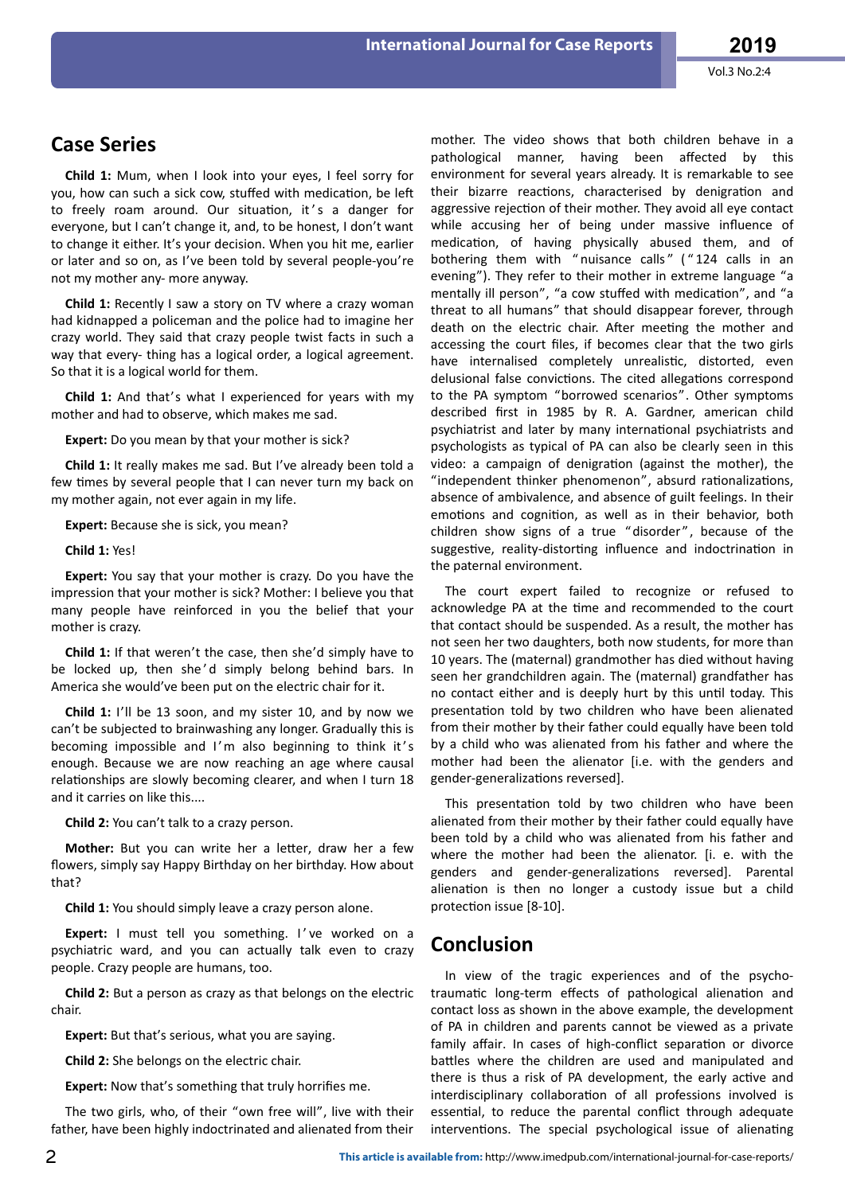## Case Series

**Child 1:** Mum, when I look into your eyes, I feel sorry for you, how can such a sick cow, stuffed with medication, be left to freely roam around. Our situation, it's a danger for everyone, but I can't change it, and, to be honest, I don't want to change it either. It's your decision. When you hit me, earlier or later and so on, as I've been told by several people-you're not my mother any- more anyway.

**Child 1:** Recently I saw a story on TV where a crazy woman had kidnapped a policeman and the police had to imagine her crazy world. They said that crazy people twist facts in such a way that every- thing has a logical order, a logical agreement. So that it is a logical world for them.

**Child 1:** And that's what I experienced for years with my mother and had to observe, which makes me sad.

**Expert:** Do you mean by that your mother is sick?

**Child 1:** It really makes me sad. But I've already been told a few times by several people that I can never turn my back on my mother again, not ever again in my life.

**Expert:** Because she is sick, you mean?

**Child 1:** Yes!

**Expert:** You say that your mother is crazy. Do you have the impression that your mother is sick? Mother: I believe you that many people have reinforced in you the belief that your mother is crazy.

**Child 1:** If that weren't the case, then she'd simply have to be locked up, then she'd simply belong behind bars. In America she would've been put on the electric chair for it.

**Child 1:** I'll be 13 soon, and my sister 10, and by now we can't be subjected to brainwashing any longer. Gradually this is becoming impossible and I'm also beginning to think it's enough. Because we are now reaching an age where causal relationships are slowly becoming clearer, and when I turn 18 and it carries on like this....

**Child 2:** You can't talk to a crazy person.

**Mother:** But you can write her a letter, draw her a few flowers, simply say Happy Birthday on her birthday. How about that?

**Child 1:** You should simply leave a crazy person alone.

**Expert:** I must tell you something. I've worked on a psychiatric ward, and you can actually talk even to crazy people. Crazy people are humans, too.

**Child 2:** But a person as crazy as that belongs on the electric chair.

**Expert:** But that's serious, what you are saying.

**Child 2:** She belongs on the electric chair.

**Expert:** Now that's something that truly horrifies me.

The two girls, who, of their "own free will", live with their father, have been highly indoctrinated and alienated from their mother. The video shows that both children behave in a pathological manner, having been affected by this environment for several years already. It is remarkable to see their bizarre reactions, characterised by denigration and aggressive rejection of their mother. They avoid all eye contact while accusing her of being under massive influence of medication, of having physically abused them, and of bothering them with "nuisance calls" ("124 calls in an evening"). They refer to their mother in extreme language "a mentally ill person", "a cow stuffed with medication", and "a threat to all humans" that should disappear forever, through death on the electric chair. After meeting the mother and accessing the court files, if becomes clear that the two girls have internalised completely unrealistic, distorted, even delusional false convictions. The cited allegations correspond to the PA symptom "borrowed scenarios". Other symptoms described first in 1985 by R. A. Gardner, american child psychiatrist and later by many international psychiatrists and psychologists as typical of PA can also be clearly seen in this video: a campaign of denigration (against the mother), the "independent thinker phenomenon", absurd rationalizations, absence of ambivalence, and absence of guilt feelings. In their emotions and cognition, as well as in their behavior, both children show signs of a true "disorder", because of the suggestive, reality-distorting influence and indoctrination in the paternal environment.

The court expert failed to recognize or refused to acknowledge PA at the time and recommended to the court that contact should be suspended. As a result, the mother has not seen her two daughters, both now students, for more than 10 years. The (maternal) grandmother has died without having seen her grandchildren again. The (maternal) grandfather has no contact either and is deeply hurt by this until today. This presentation told by two children who have been alienated from their mother by their father could equally have been told by a child who was alienated from his father and where the mother had been the alienator [i.e. with the genders and gender-generalizations reversed].

This presentation told by two children who have been alienated from their mother by their father could equally have been told by a child who was alienated from his father and where the mother had been the alienator. [i. e. with the genders and gender-generalizations reversed]. Parental alienation is then no longer a custody issue but a child protection issue [8-10].

## Conclusion

In view of the tragic experiences and of the psycho-traumatic long-term effects of pathological alienation and contact loss as shown in the above example, the development of PA in children and parents cannot be viewed as a private family affair. In cases of high-conflict separation or divorce battles where the children are used and manipulated and there is thus a risk of PA development, the early active and interdisciplinary collaboration of all professions involved is essential, to reduce the parental conflict through adequate interventions. The special psychological issue of alienating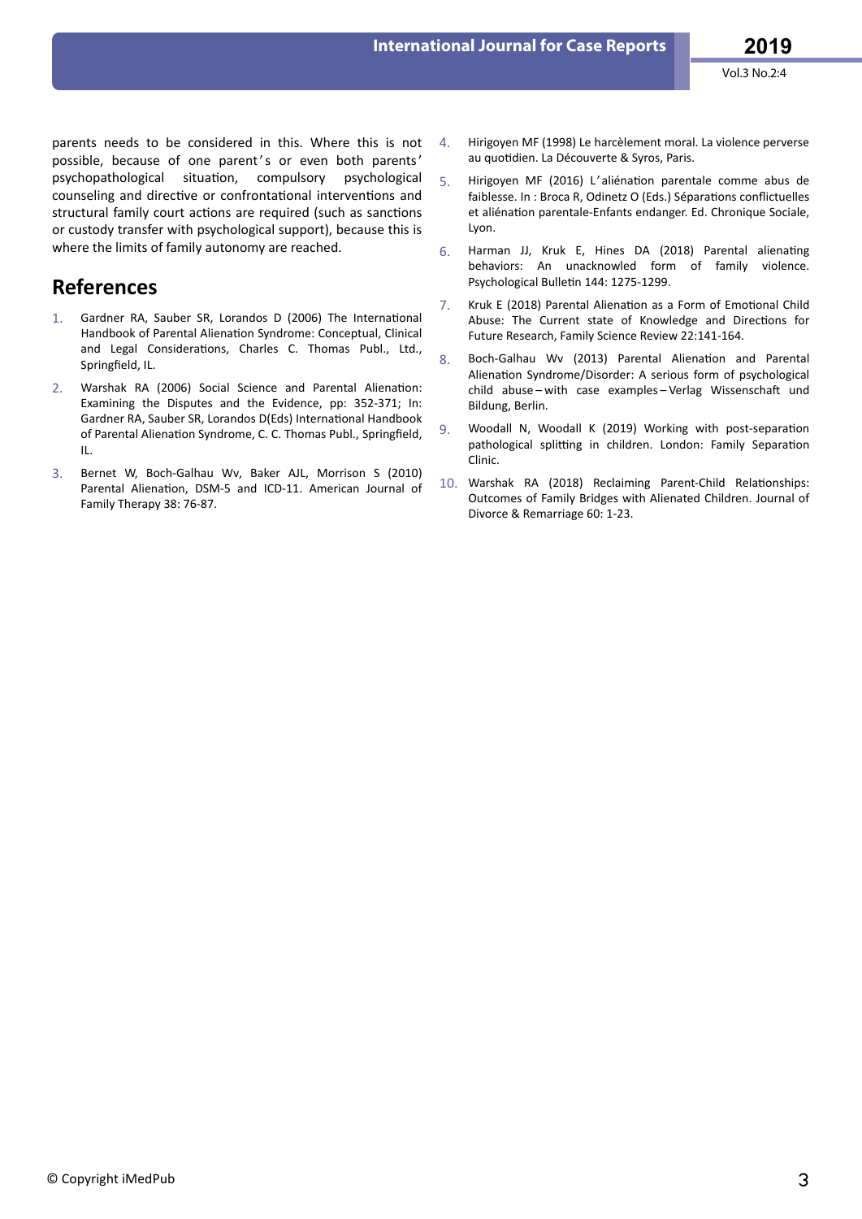parents needs to be considered in this. Where this is not possible, because of one parent's or even both parents' psychopathological situation, compulsory psychological counseling and directive or confrontational interventions and structural family court actions are required (such as sanctions or custody transfer with psychological support), because this is where the limits of family autonomy are reached.

## References

1. Gardner RA, Sauber SR, Lorandos D (2006) The International Handbook of Parental Alienation Syndrome: Conceptual, Clinical and Legal Considerations, Charles C. Thomas Publ., Ltd., Springfield, IL.
2. Warshak RA (2006) Social Science and Parental Alienation: Examining the Disputes and the Evidence, pp: 352-371; In: Gardner RA, Sauber SR, Lorandos D(Eds) International Handbook of Parental Alienation Syndrome, C. C. Thomas Publ., Springfield, IL.
3. Bernet W, Boch-Galhau Wv, Baker AJL, Morrison S (2010) Parental Alienation, DSM-5 and ICD-11. American Journal of Family Therapy 38: 76-87.
4. Hirigoyen MF (1998) Le harcèlement moral. La violence perverse au quotidien. La Découverte & Syros, Paris.
5. Hirigoyen MF (2016) L'aliénation parentale comme abus de faiblesse. In : Broca R, Odinetz O (Eds.) Séparations conflictuelles et aliénation parentale-Enfants endanger. Ed. Chronique Sociale, Lyon.
6. Harman JJ, Kruk E, Hines DA (2018) Parental alienating behaviors: An unacknowled form of family violence. Psychological Bulletin 144: 1275-1299.
7. Kruk E (2018) Parental Alienation as a Form of Emotional Child Abuse: The Current state of Knowledge and Directions for Future Research, Family Science Review 22:141-164.
8. Boch-Galhau Wv (2013) Parental Alienation and Parental Alienation Syndrome/Disorder: A serious form of psychological child abuse – with case examples – Verlag Wissenschaft und Bildung, Berlin.
9. Woodall N, Woodall K (2019) Working with post-separation pathological splitting in children. London: Family Separation Clinic.
10. Warshak RA (2018) Reclaiming Parent-Child Relationships: Outcomes of Family Bridges with Alienated Children. Journal of Divorce & Remarriage 60: 1-23.